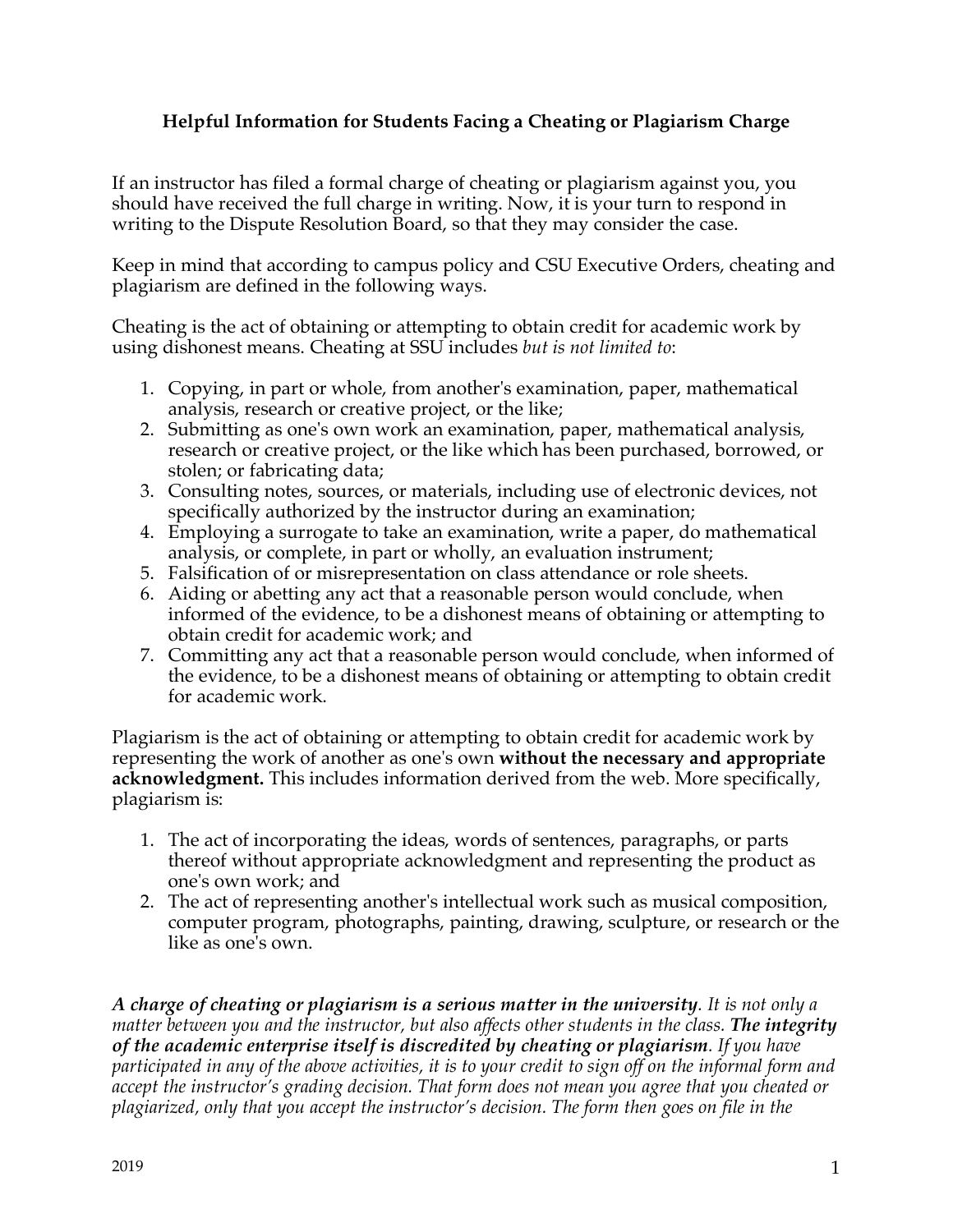## Helpful Information for Students Facing a Cheating or Plagiarism Charge

If an instructor has filed a formal charge of cheating or plagiarism against you, you should have received the full charge in writing. Now, it is your turn to respond in writing to the Dispute Resolution Board, so that they may consider the case.

Keep in mind that according to campus policy and CSU Executive Orders, cheating and plagiarism are defined in the following ways.

Cheating is the act of obtaining or attempting to obtain credit for academic work by using dishonest means. Cheating at SSU includes *but is not limited to*:

1. Copying, in part or whole, from another's examination, paper, mathematical analysis, research or creative project, or the like;
2. Submitting as one's own work an examination, paper, mathematical analysis, research or creative project, or the like which has been purchased, borrowed, or stolen; or fabricating data;
3. Consulting notes, sources, or materials, including use of electronic devices, not specifically authorized by the instructor during an examination;
4. Employing a surrogate to take an examination, write a paper, do mathematical analysis, or complete, in part or wholly, an evaluation instrument;
5. Falsification of or misrepresentation on class attendance or role sheets.
6. Aiding or abetting any act that a reasonable person would conclude, when informed of the evidence, to be a dishonest means of obtaining or attempting to obtain credit for academic work; and
7. Committing any act that a reasonable person would conclude, when informed of the evidence, to be a dishonest means of obtaining or attempting to obtain credit for academic work.

Plagiarism is the act of obtaining or attempting to obtain credit for academic work by representing the work of another as one's own **without the necessary and appropriate acknowledgment.** This includes information derived from the web. More specifically, plagiarism is:

1. The act of incorporating the ideas, words of sentences, paragraphs, or parts thereof without appropriate acknowledgment and representing the product as one's own work; and
2. The act of representing another's intellectual work such as musical composition, computer program, photographs, painting, drawing, sculpture, or research or the like as one's own.

***A charge of cheating or plagiarism is a serious matter in the university****. It is not only a matter between you and the instructor, but also affects other students in the class.* ***The integrity of the academic enterprise itself is discredited by cheating or plagiarism****. If you have participated in any of the above activities, it is to your credit to sign off on the informal form and accept the instructor's grading decision. That form does not mean you agree that you cheated or plagiarized, only that you accept the instructor's decision. The form then goes on file in the*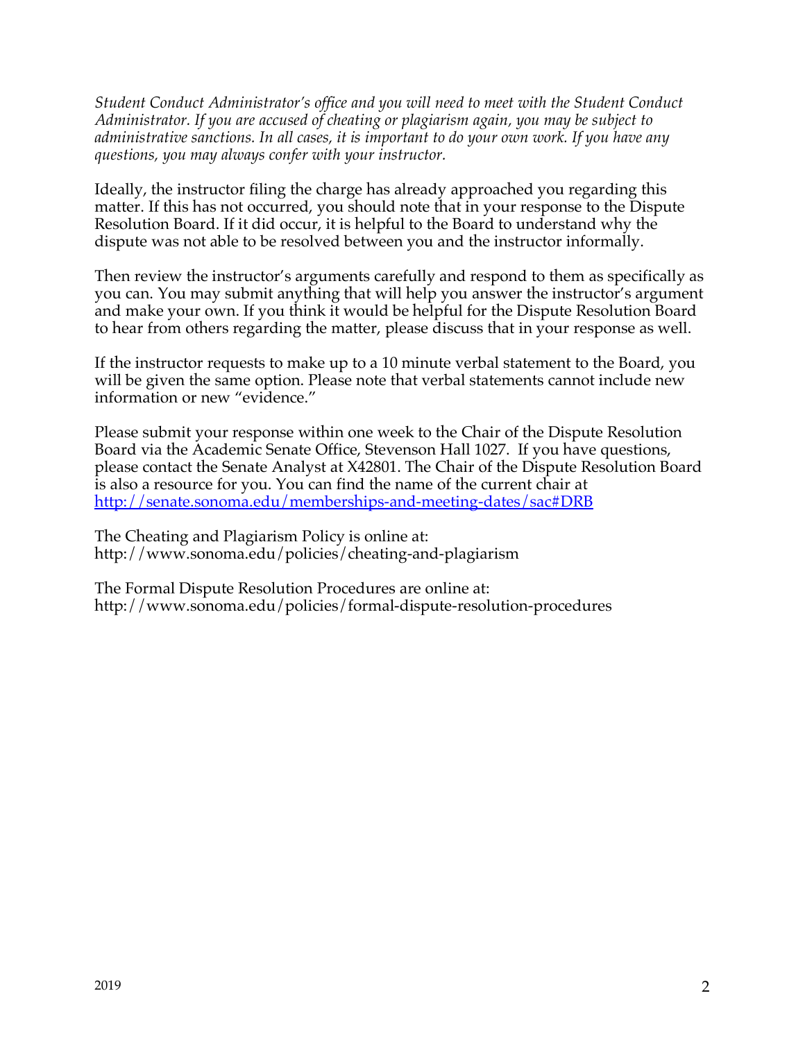*Student Conduct Administrator's office and you will need to meet with the Student Conduct Administrator. If you are accused of cheating or plagiarism again, you may be subject to administrative sanctions. In all cases, it is important to do your own work. If you have any questions, you may always confer with your instructor.*

Ideally, the instructor filing the charge has already approached you regarding this matter. If this has not occurred, you should note that in your response to the Dispute Resolution Board. If it did occur, it is helpful to the Board to understand why the dispute was not able to be resolved between you and the instructor informally.

Then review the instructor's arguments carefully and respond to them as specifically as you can. You may submit anything that will help you answer the instructor's argument and make your own. If you think it would be helpful for the Dispute Resolution Board to hear from others regarding the matter, please discuss that in your response as well.

If the instructor requests to make up to a 10 minute verbal statement to the Board, you will be given the same option. Please note that verbal statements cannot include new information or new "evidence."

Please submit your response within one week to the Chair of the Dispute Resolution Board via the Academic Senate Office, Stevenson Hall 1027. If you have questions, please contact the Senate Analyst at X42801. The Chair of the Dispute Resolution Board is also a resource for you. You can find the name of the current chair at [http://senate.sonoma.edu/memberships-and-meeting-dates/sac#DRB](http://senate.sonoma.edu/memberships-and-meeting-dates/sac#DRB)

The Cheating and Plagiarism Policy is online at:
http://www.sonoma.edu/policies/cheating-and-plagiarism

The Formal Dispute Resolution Procedures are online at:
http://www.sonoma.edu/policies/formal-dispute-resolution-procedures